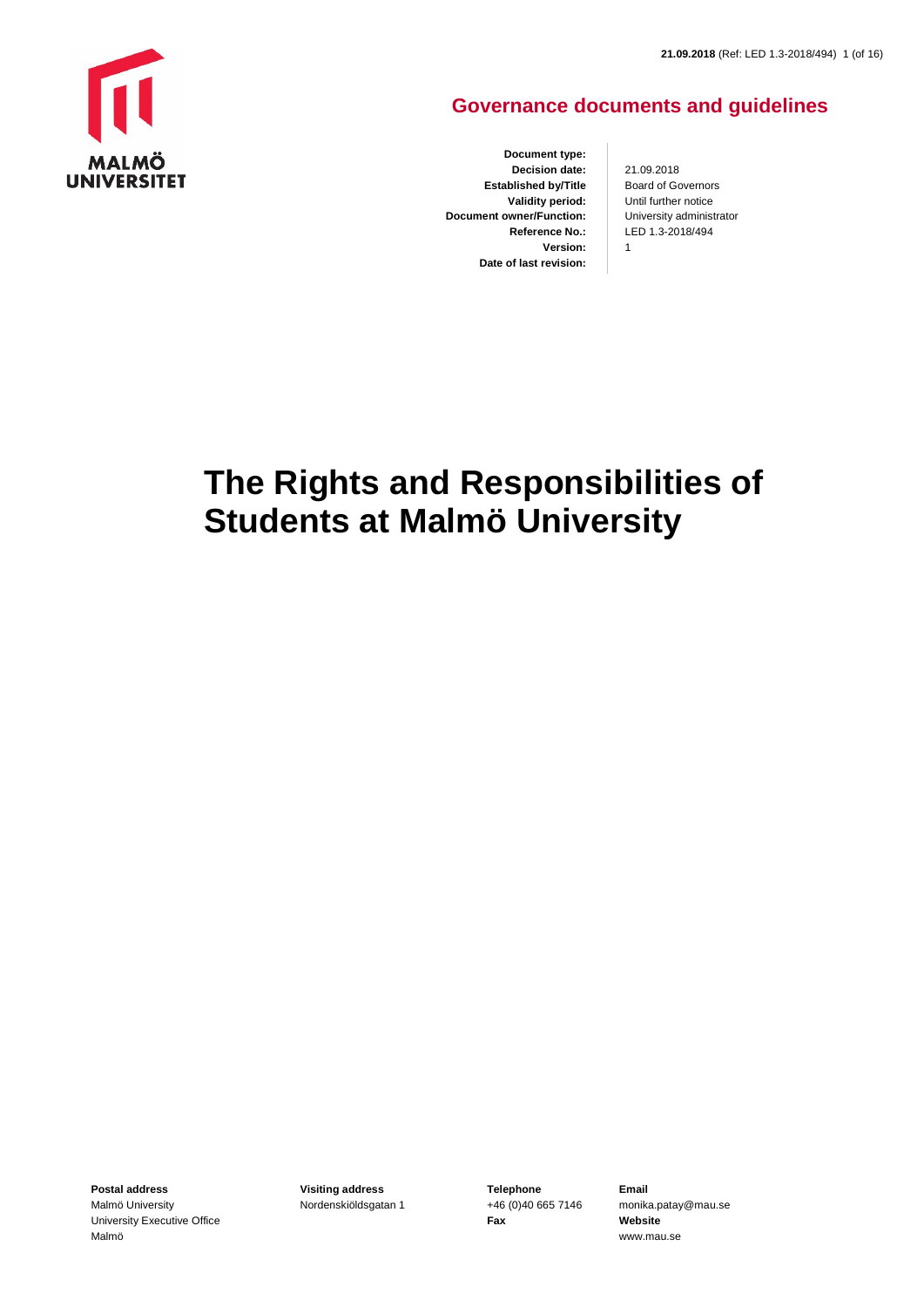## Governance documents and guidelines

| | |
|---|---|
| **Document type:** | |
| **Decision date:** | 21.09.2018 |
| **Established by/Title** | Board of Governors |
| **Validity period:** | Until further notice |
| **Document owner/Function:** | University administrator |
| **Reference No.:** | LED 1.3-2018/494 |
| **Version:** | 1 |
| **Date of last revision:** | |

# The Rights and Responsibilities of Students at Malmö University

**Postal address**
Malmö University
University Executive Office
Malmö

**Visiting address**
Nordenskiöldsgatan 1

**Telephone**
+46 (0)40 665 7146
**Fax**

**Email**
monika.patay@mau.se
**Website**
www.mau.se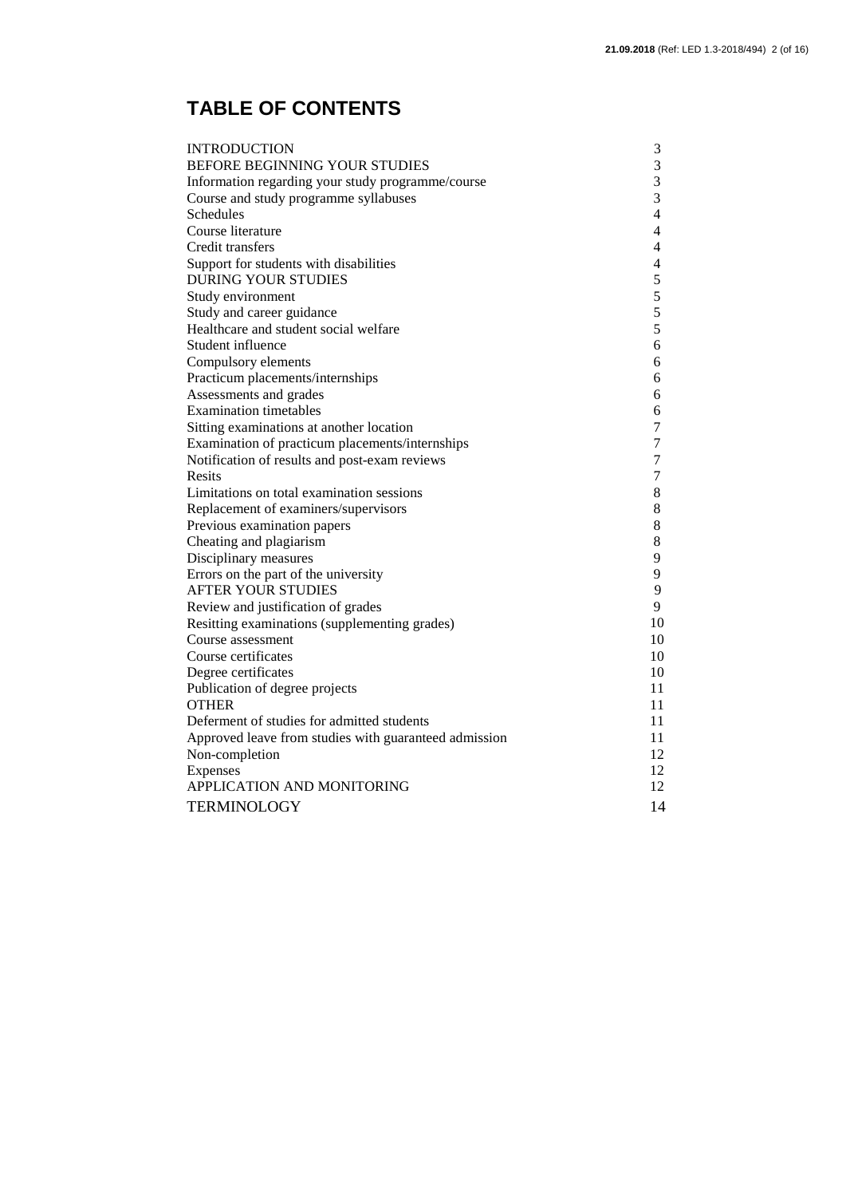# TABLE OF CONTENTS

| | |
|---|---|
| INTRODUCTION | 3 |
| BEFORE BEGINNING YOUR STUDIES | 3 |
| Information regarding your study programme/course | 3 |
| Course and study programme syllabuses | 3 |
| Schedules | 4 |
| Course literature | 4 |
| Credit transfers | 4 |
| Support for students with disabilities | 4 |
| DURING YOUR STUDIES | 5 |
| Study environment | 5 |
| Study and career guidance | 5 |
| Healthcare and student social welfare | 5 |
| Student influence | 6 |
| Compulsory elements | 6 |
| Practicum placements/internships | 6 |
| Assessments and grades | 6 |
| Examination timetables | 6 |
| Sitting examinations at another location | 7 |
| Examination of practicum placements/internships | 7 |
| Notification of results and post-exam reviews | 7 |
| Resits | 7 |
| Limitations on total examination sessions | 8 |
| Replacement of examiners/supervisors | 8 |
| Previous examination papers | 8 |
| Cheating and plagiarism | 8 |
| Disciplinary measures | 9 |
| Errors on the part of the university | 9 |
| AFTER YOUR STUDIES | 9 |
| Review and justification of grades | 9 |
| Resitting examinations (supplementing grades) | 10 |
| Course assessment | 10 |
| Course certificates | 10 |
| Degree certificates | 10 |
| Publication of degree projects | 11 |
| OTHER | 11 |
| Deferment of studies for admitted students | 11 |
| Approved leave from studies with guaranteed admission | 11 |
| Non-completion | 12 |
| Expenses | 12 |
| APPLICATION AND MONITORING | 12 |
| TERMINOLOGY | 14 |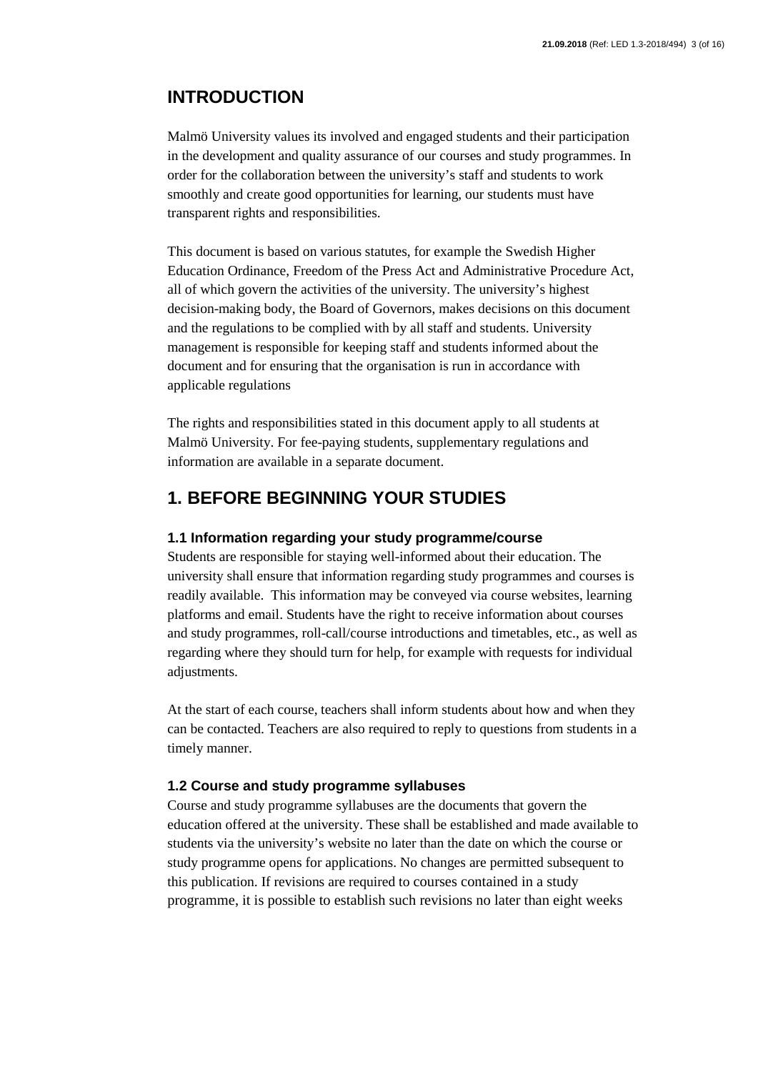## INTRODUCTION

Malmö University values its involved and engaged students and their participation in the development and quality assurance of our courses and study programmes. In order for the collaboration between the university's staff and students to work smoothly and create good opportunities for learning, our students must have transparent rights and responsibilities.

This document is based on various statutes, for example the Swedish Higher Education Ordinance, Freedom of the Press Act and Administrative Procedure Act, all of which govern the activities of the university. The university's highest decision-making body, the Board of Governors, makes decisions on this document and the regulations to be complied with by all staff and students. University management is responsible for keeping staff and students informed about the document and for ensuring that the organisation is run in accordance with applicable regulations

The rights and responsibilities stated in this document apply to all students at Malmö University. For fee-paying students, supplementary regulations and information are available in a separate document.

## 1. BEFORE BEGINNING YOUR STUDIES

### 1.1 Information regarding your study programme/course

Students are responsible for staying well-informed about their education. The university shall ensure that information regarding study programmes and courses is readily available. This information may be conveyed via course websites, learning platforms and email. Students have the right to receive information about courses and study programmes, roll-call/course introductions and timetables, etc., as well as regarding where they should turn for help, for example with requests for individual adjustments.

At the start of each course, teachers shall inform students about how and when they can be contacted. Teachers are also required to reply to questions from students in a timely manner.

### 1.2 Course and study programme syllabuses

Course and study programme syllabuses are the documents that govern the education offered at the university. These shall be established and made available to students via the university's website no later than the date on which the course or study programme opens for applications. No changes are permitted subsequent to this publication. If revisions are required to courses contained in a study programme, it is possible to establish such revisions no later than eight weeks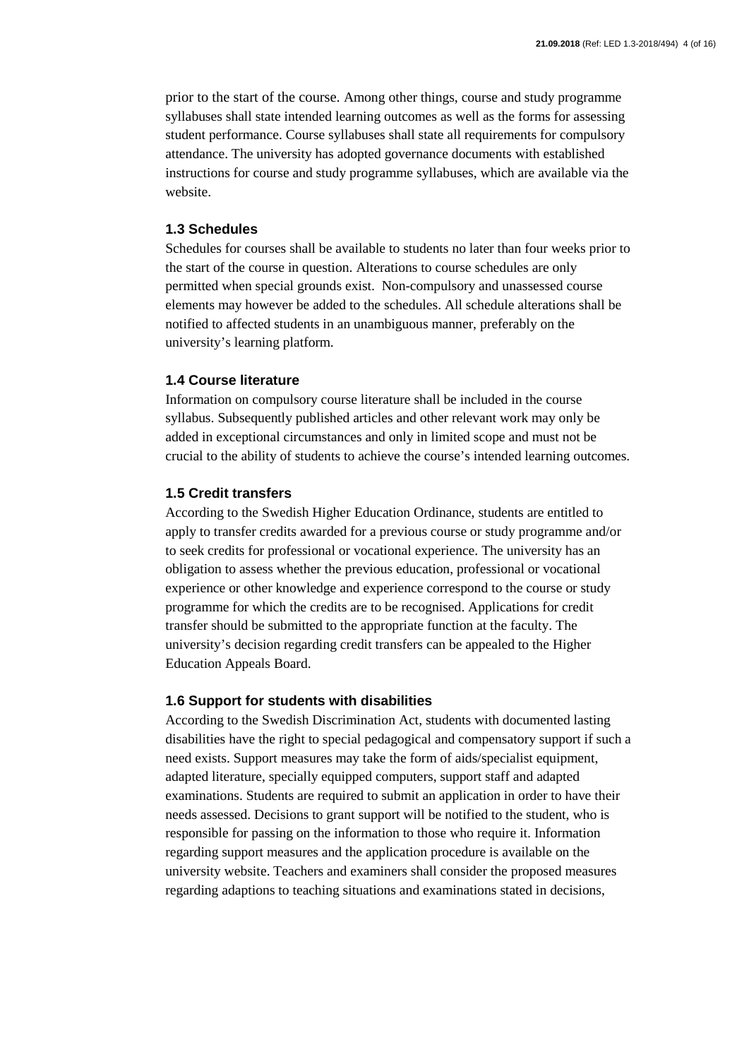prior to the start of the course. Among other things, course and study programme syllabuses shall state intended learning outcomes as well as the forms for assessing student performance. Course syllabuses shall state all requirements for compulsory attendance. The university has adopted governance documents with established instructions for course and study programme syllabuses, which are available via the website.

### 1.3 Schedules

Schedules for courses shall be available to students no later than four weeks prior to the start of the course in question. Alterations to course schedules are only permitted when special grounds exist. Non-compulsory and unassessed course elements may however be added to the schedules. All schedule alterations shall be notified to affected students in an unambiguous manner, preferably on the university's learning platform.

### 1.4 Course literature

Information on compulsory course literature shall be included in the course syllabus. Subsequently published articles and other relevant work may only be added in exceptional circumstances and only in limited scope and must not be crucial to the ability of students to achieve the course's intended learning outcomes.

### 1.5 Credit transfers

According to the Swedish Higher Education Ordinance, students are entitled to apply to transfer credits awarded for a previous course or study programme and/or to seek credits for professional or vocational experience. The university has an obligation to assess whether the previous education, professional or vocational experience or other knowledge and experience correspond to the course or study programme for which the credits are to be recognised. Applications for credit transfer should be submitted to the appropriate function at the faculty. The university's decision regarding credit transfers can be appealed to the Higher Education Appeals Board.

### 1.6 Support for students with disabilities

According to the Swedish Discrimination Act, students with documented lasting disabilities have the right to special pedagogical and compensatory support if such a need exists. Support measures may take the form of aids/specialist equipment, adapted literature, specially equipped computers, support staff and adapted examinations. Students are required to submit an application in order to have their needs assessed. Decisions to grant support will be notified to the student, who is responsible for passing on the information to those who require it. Information regarding support measures and the application procedure is available on the university website. Teachers and examiners shall consider the proposed measures regarding adaptions to teaching situations and examinations stated in decisions,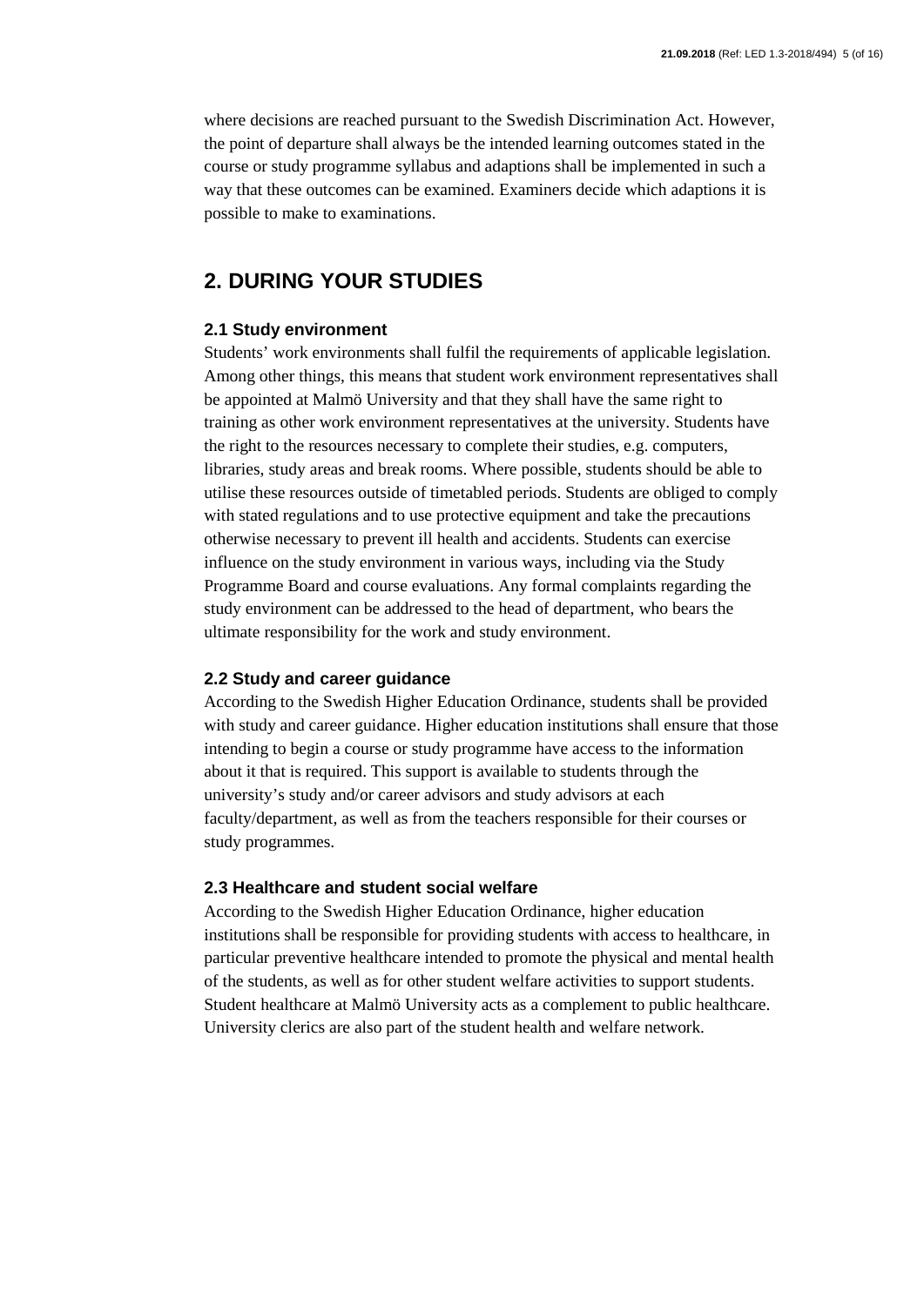where decisions are reached pursuant to the Swedish Discrimination Act. However, the point of departure shall always be the intended learning outcomes stated in the course or study programme syllabus and adaptions shall be implemented in such a way that these outcomes can be examined. Examiners decide which adaptions it is possible to make to examinations.

## 2. DURING YOUR STUDIES

### 2.1 Study environment

Students' work environments shall fulfil the requirements of applicable legislation. Among other things, this means that student work environment representatives shall be appointed at Malmö University and that they shall have the same right to training as other work environment representatives at the university. Students have the right to the resources necessary to complete their studies, e.g. computers, libraries, study areas and break rooms. Where possible, students should be able to utilise these resources outside of timetabled periods. Students are obliged to comply with stated regulations and to use protective equipment and take the precautions otherwise necessary to prevent ill health and accidents. Students can exercise influence on the study environment in various ways, including via the Study Programme Board and course evaluations. Any formal complaints regarding the study environment can be addressed to the head of department, who bears the ultimate responsibility for the work and study environment.

### 2.2 Study and career guidance

According to the Swedish Higher Education Ordinance, students shall be provided with study and career guidance. Higher education institutions shall ensure that those intending to begin a course or study programme have access to the information about it that is required. This support is available to students through the university's study and/or career advisors and study advisors at each faculty/department, as well as from the teachers responsible for their courses or study programmes.

### 2.3 Healthcare and student social welfare

According to the Swedish Higher Education Ordinance, higher education institutions shall be responsible for providing students with access to healthcare, in particular preventive healthcare intended to promote the physical and mental health of the students, as well as for other student welfare activities to support students. Student healthcare at Malmö University acts as a complement to public healthcare. University clerics are also part of the student health and welfare network.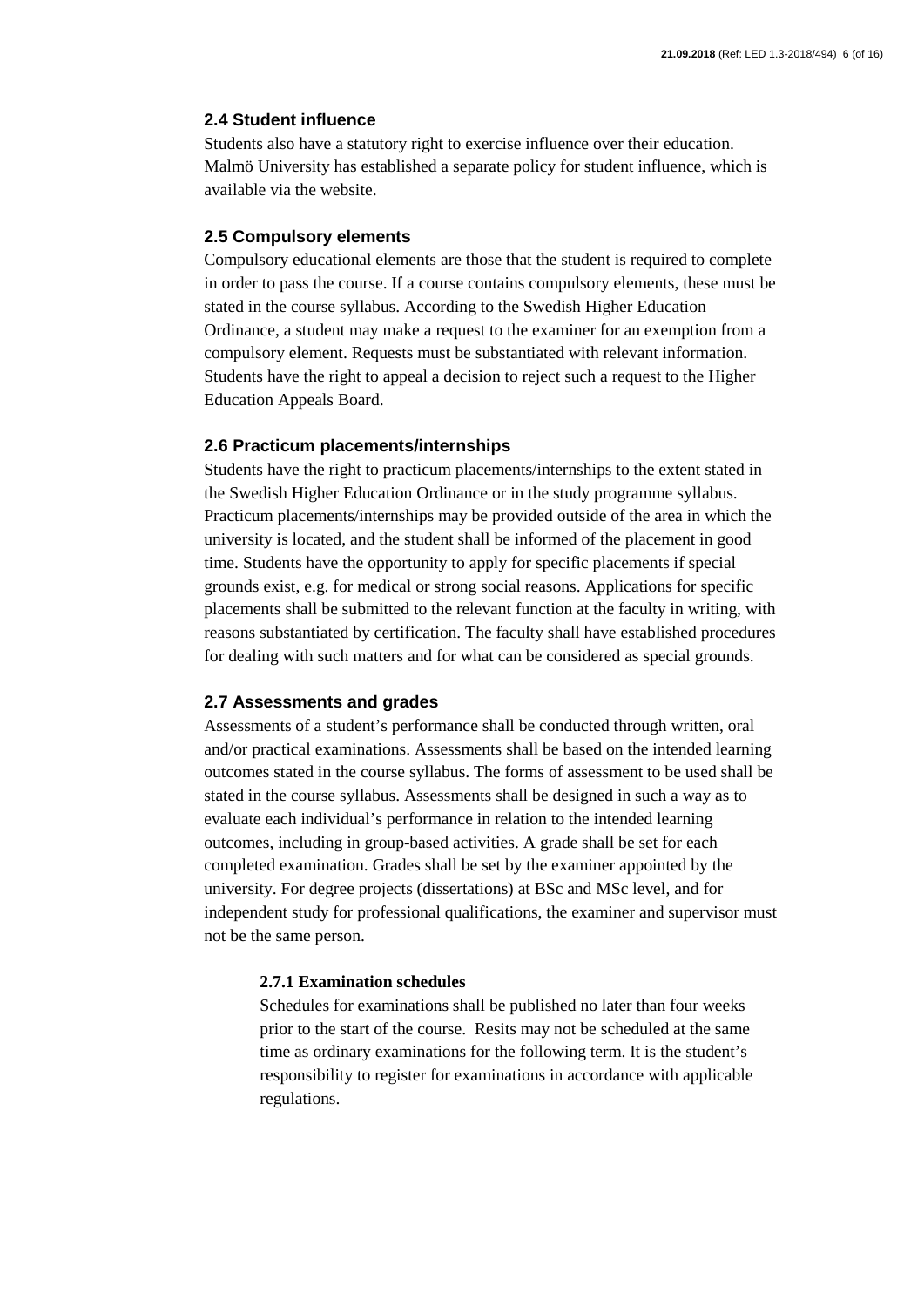### 2.4 Student influence

Students also have a statutory right to exercise influence over their education. Malmö University has established a separate policy for student influence, which is available via the website.

### 2.5 Compulsory elements

Compulsory educational elements are those that the student is required to complete in order to pass the course. If a course contains compulsory elements, these must be stated in the course syllabus. According to the Swedish Higher Education Ordinance, a student may make a request to the examiner for an exemption from a compulsory element. Requests must be substantiated with relevant information. Students have the right to appeal a decision to reject such a request to the Higher Education Appeals Board.

### 2.6 Practicum placements/internships

Students have the right to practicum placements/internships to the extent stated in the Swedish Higher Education Ordinance or in the study programme syllabus. Practicum placements/internships may be provided outside of the area in which the university is located, and the student shall be informed of the placement in good time. Students have the opportunity to apply for specific placements if special grounds exist, e.g. for medical or strong social reasons. Applications for specific placements shall be submitted to the relevant function at the faculty in writing, with reasons substantiated by certification. The faculty shall have established procedures for dealing with such matters and for what can be considered as special grounds.

### 2.7 Assessments and grades

Assessments of a student's performance shall be conducted through written, oral and/or practical examinations. Assessments shall be based on the intended learning outcomes stated in the course syllabus. The forms of assessment to be used shall be stated in the course syllabus. Assessments shall be designed in such a way as to evaluate each individual's performance in relation to the intended learning outcomes, including in group-based activities. A grade shall be set for each completed examination. Grades shall be set by the examiner appointed by the university. For degree projects (dissertations) at BSc and MSc level, and for independent study for professional qualifications, the examiner and supervisor must not be the same person.

#### 2.7.1 Examination schedules

Schedules for examinations shall be published no later than four weeks prior to the start of the course. Resits may not be scheduled at the same time as ordinary examinations for the following term. It is the student's responsibility to register for examinations in accordance with applicable regulations.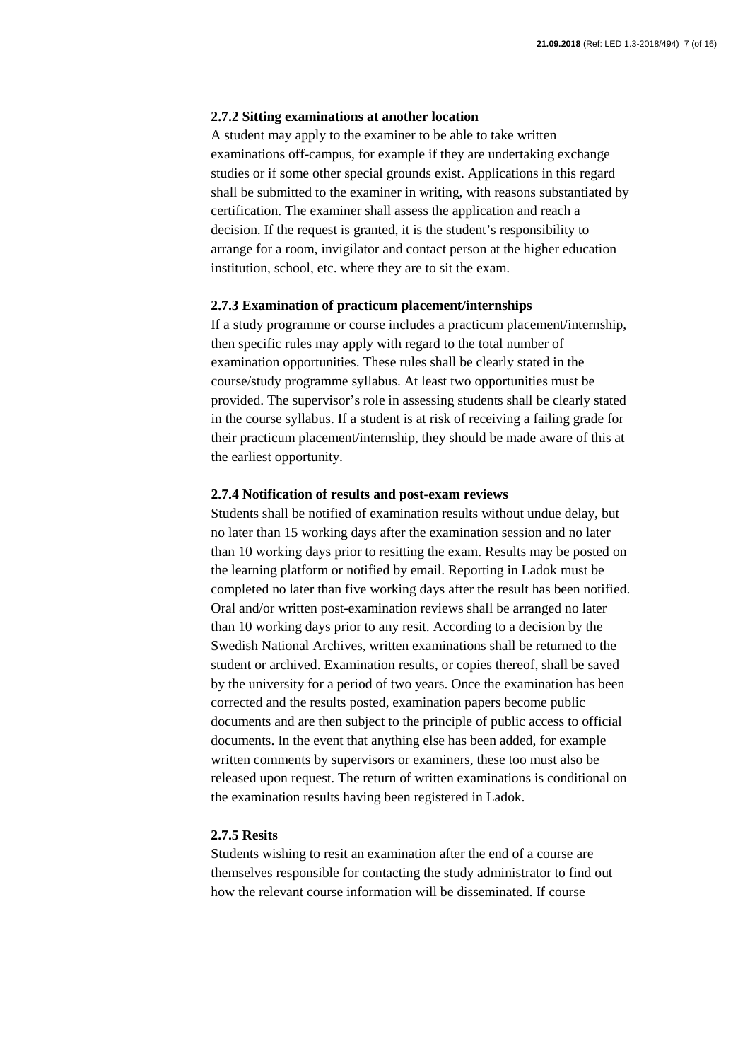### 2.7.2 Sitting examinations at another location

A student may apply to the examiner to be able to take written examinations off-campus, for example if they are undertaking exchange studies or if some other special grounds exist. Applications in this regard shall be submitted to the examiner in writing, with reasons substantiated by certification. The examiner shall assess the application and reach a decision. If the request is granted, it is the student's responsibility to arrange for a room, invigilator and contact person at the higher education institution, school, etc. where they are to sit the exam.

### 2.7.3 Examination of practicum placement/internships

If a study programme or course includes a practicum placement/internship, then specific rules may apply with regard to the total number of examination opportunities. These rules shall be clearly stated in the course/study programme syllabus. At least two opportunities must be provided. The supervisor's role in assessing students shall be clearly stated in the course syllabus. If a student is at risk of receiving a failing grade for their practicum placement/internship, they should be made aware of this at the earliest opportunity.

### 2.7.4 Notification of results and post-exam reviews

Students shall be notified of examination results without undue delay, but no later than 15 working days after the examination session and no later than 10 working days prior to resitting the exam. Results may be posted on the learning platform or notified by email. Reporting in Ladok must be completed no later than five working days after the result has been notified. Oral and/or written post-examination reviews shall be arranged no later than 10 working days prior to any resit. According to a decision by the Swedish National Archives, written examinations shall be returned to the student or archived. Examination results, or copies thereof, shall be saved by the university for a period of two years. Once the examination has been corrected and the results posted, examination papers become public documents and are then subject to the principle of public access to official documents. In the event that anything else has been added, for example written comments by supervisors or examiners, these too must also be released upon request. The return of written examinations is conditional on the examination results having been registered in Ladok.

### 2.7.5 Resits

Students wishing to resit an examination after the end of a course are themselves responsible for contacting the study administrator to find out how the relevant course information will be disseminated. If course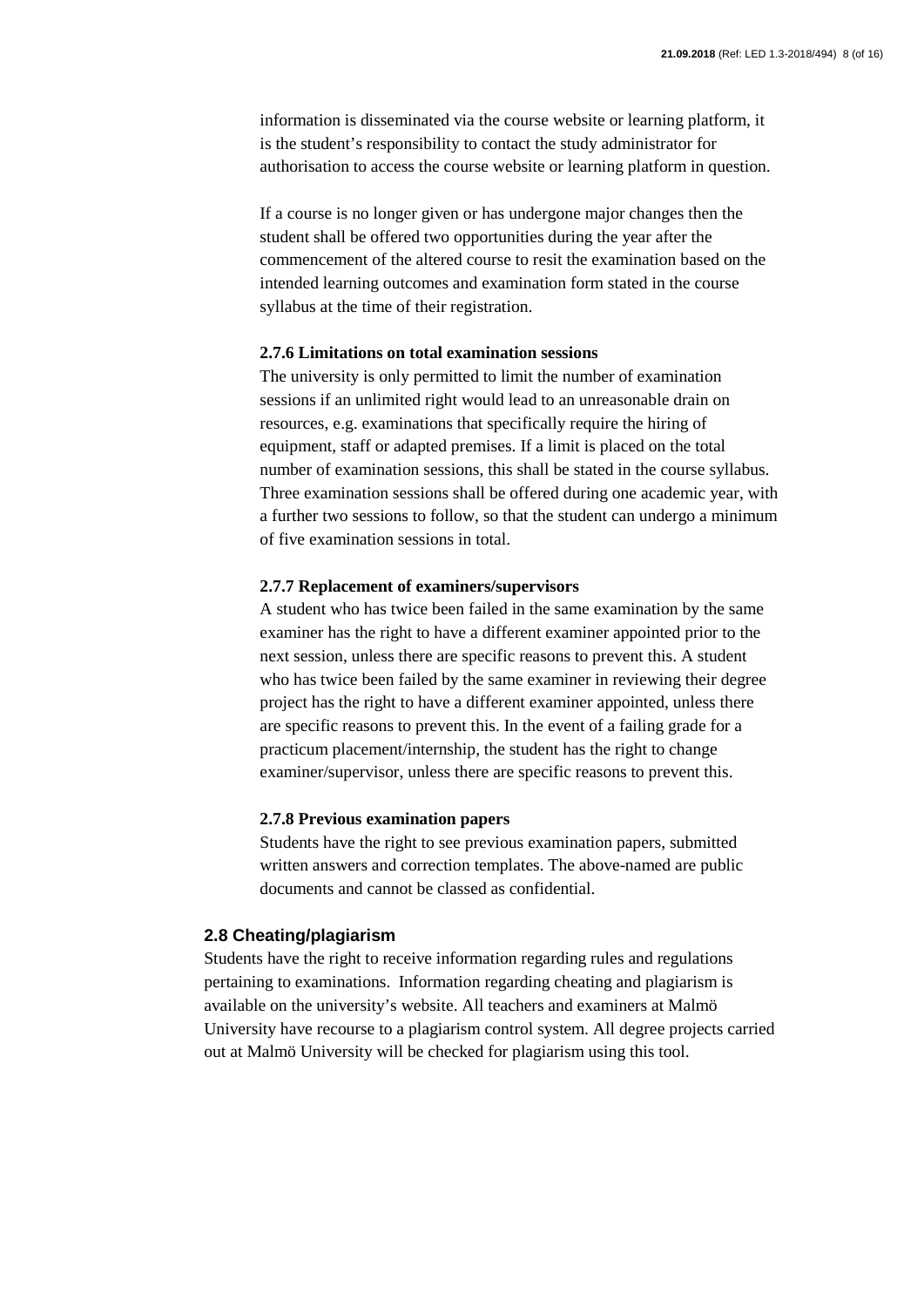information is disseminated via the course website or learning platform, it is the student's responsibility to contact the study administrator for authorisation to access the course website or learning platform in question.

If a course is no longer given or has undergone major changes then the student shall be offered two opportunities during the year after the commencement of the altered course to resit the examination based on the intended learning outcomes and examination form stated in the course syllabus at the time of their registration.

#### 2.7.6 Limitations on total examination sessions

The university is only permitted to limit the number of examination sessions if an unlimited right would lead to an unreasonable drain on resources, e.g. examinations that specifically require the hiring of equipment, staff or adapted premises. If a limit is placed on the total number of examination sessions, this shall be stated in the course syllabus. Three examination sessions shall be offered during one academic year, with a further two sessions to follow, so that the student can undergo a minimum of five examination sessions in total.

#### 2.7.7 Replacement of examiners/supervisors

A student who has twice been failed in the same examination by the same examiner has the right to have a different examiner appointed prior to the next session, unless there are specific reasons to prevent this. A student who has twice been failed by the same examiner in reviewing their degree project has the right to have a different examiner appointed, unless there are specific reasons to prevent this. In the event of a failing grade for a practicum placement/internship, the student has the right to change examiner/supervisor, unless there are specific reasons to prevent this.

#### 2.7.8 Previous examination papers

Students have the right to see previous examination papers, submitted written answers and correction templates. The above-named are public documents and cannot be classed as confidential.

### 2.8 Cheating/plagiarism

Students have the right to receive information regarding rules and regulations pertaining to examinations. Information regarding cheating and plagiarism is available on the university's website. All teachers and examiners at Malmö University have recourse to a plagiarism control system. All degree projects carried out at Malmö University will be checked for plagiarism using this tool.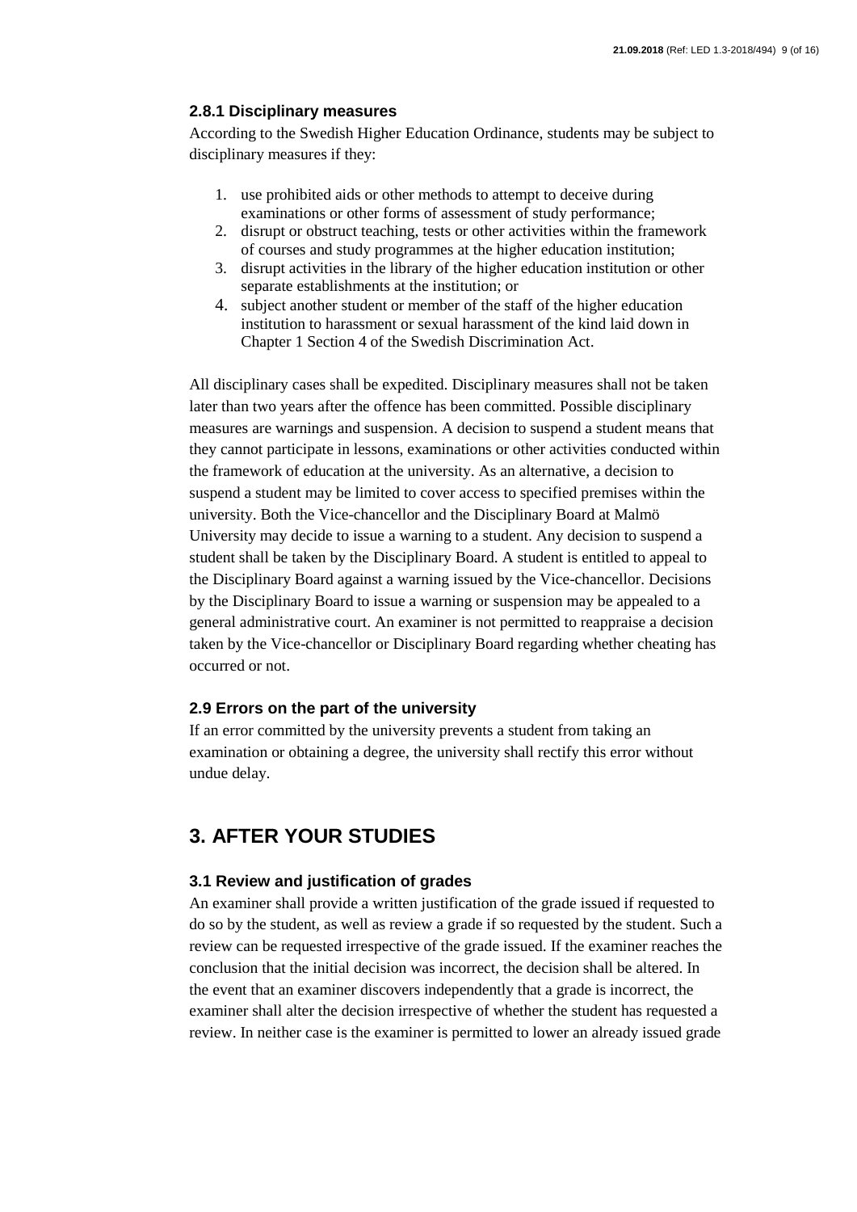### 2.8.1 Disciplinary measures

According to the Swedish Higher Education Ordinance, students may be subject to disciplinary measures if they:

1. use prohibited aids or other methods to attempt to deceive during examinations or other forms of assessment of study performance;
2. disrupt or obstruct teaching, tests or other activities within the framework of courses and study programmes at the higher education institution;
3. disrupt activities in the library of the higher education institution or other separate establishments at the institution; or
4. subject another student or member of the staff of the higher education institution to harassment or sexual harassment of the kind laid down in Chapter 1 Section 4 of the Swedish Discrimination Act.

All disciplinary cases shall be expedited. Disciplinary measures shall not be taken later than two years after the offence has been committed. Possible disciplinary measures are warnings and suspension. A decision to suspend a student means that they cannot participate in lessons, examinations or other activities conducted within the framework of education at the university. As an alternative, a decision to suspend a student may be limited to cover access to specified premises within the university. Both the Vice-chancellor and the Disciplinary Board at Malmö University may decide to issue a warning to a student. Any decision to suspend a student shall be taken by the Disciplinary Board. A student is entitled to appeal to the Disciplinary Board against a warning issued by the Vice-chancellor. Decisions by the Disciplinary Board to issue a warning or suspension may be appealed to a general administrative court. An examiner is not permitted to reappraise a decision taken by the Vice-chancellor or Disciplinary Board regarding whether cheating has occurred or not.

### 2.9 Errors on the part of the university

If an error committed by the university prevents a student from taking an examination or obtaining a degree, the university shall rectify this error without undue delay.

## 3. AFTER YOUR STUDIES

### 3.1 Review and justification of grades

An examiner shall provide a written justification of the grade issued if requested to do so by the student, as well as review a grade if so requested by the student. Such a review can be requested irrespective of the grade issued. If the examiner reaches the conclusion that the initial decision was incorrect, the decision shall be altered. In the event that an examiner discovers independently that a grade is incorrect, the examiner shall alter the decision irrespective of whether the student has requested a review. In neither case is the examiner is permitted to lower an already issued grade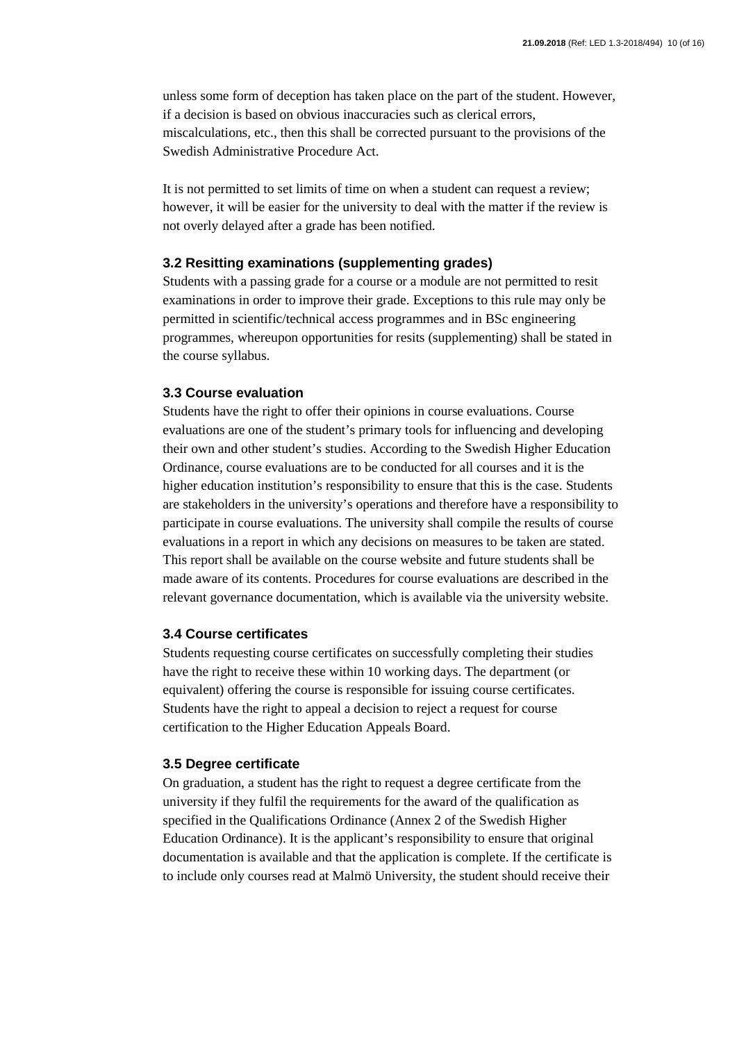unless some form of deception has taken place on the part of the student. However, if a decision is based on obvious inaccuracies such as clerical errors, miscalculations, etc., then this shall be corrected pursuant to the provisions of the Swedish Administrative Procedure Act.

It is not permitted to set limits of time on when a student can request a review; however, it will be easier for the university to deal with the matter if the review is not overly delayed after a grade has been notified.

### 3.2 Resitting examinations (supplementing grades)

Students with a passing grade for a course or a module are not permitted to resit examinations in order to improve their grade. Exceptions to this rule may only be permitted in scientific/technical access programmes and in BSc engineering programmes, whereupon opportunities for resits (supplementing) shall be stated in the course syllabus.

### 3.3 Course evaluation

Students have the right to offer their opinions in course evaluations. Course evaluations are one of the student's primary tools for influencing and developing their own and other student's studies. According to the Swedish Higher Education Ordinance, course evaluations are to be conducted for all courses and it is the higher education institution's responsibility to ensure that this is the case. Students are stakeholders in the university's operations and therefore have a responsibility to participate in course evaluations. The university shall compile the results of course evaluations in a report in which any decisions on measures to be taken are stated. This report shall be available on the course website and future students shall be made aware of its contents. Procedures for course evaluations are described in the relevant governance documentation, which is available via the university website.

### 3.4 Course certificates

Students requesting course certificates on successfully completing their studies have the right to receive these within 10 working days. The department (or equivalent) offering the course is responsible for issuing course certificates. Students have the right to appeal a decision to reject a request for course certification to the Higher Education Appeals Board.

### 3.5 Degree certificate

On graduation, a student has the right to request a degree certificate from the university if they fulfil the requirements for the award of the qualification as specified in the Qualifications Ordinance (Annex 2 of the Swedish Higher Education Ordinance). It is the applicant's responsibility to ensure that original documentation is available and that the application is complete. If the certificate is to include only courses read at Malmö University, the student should receive their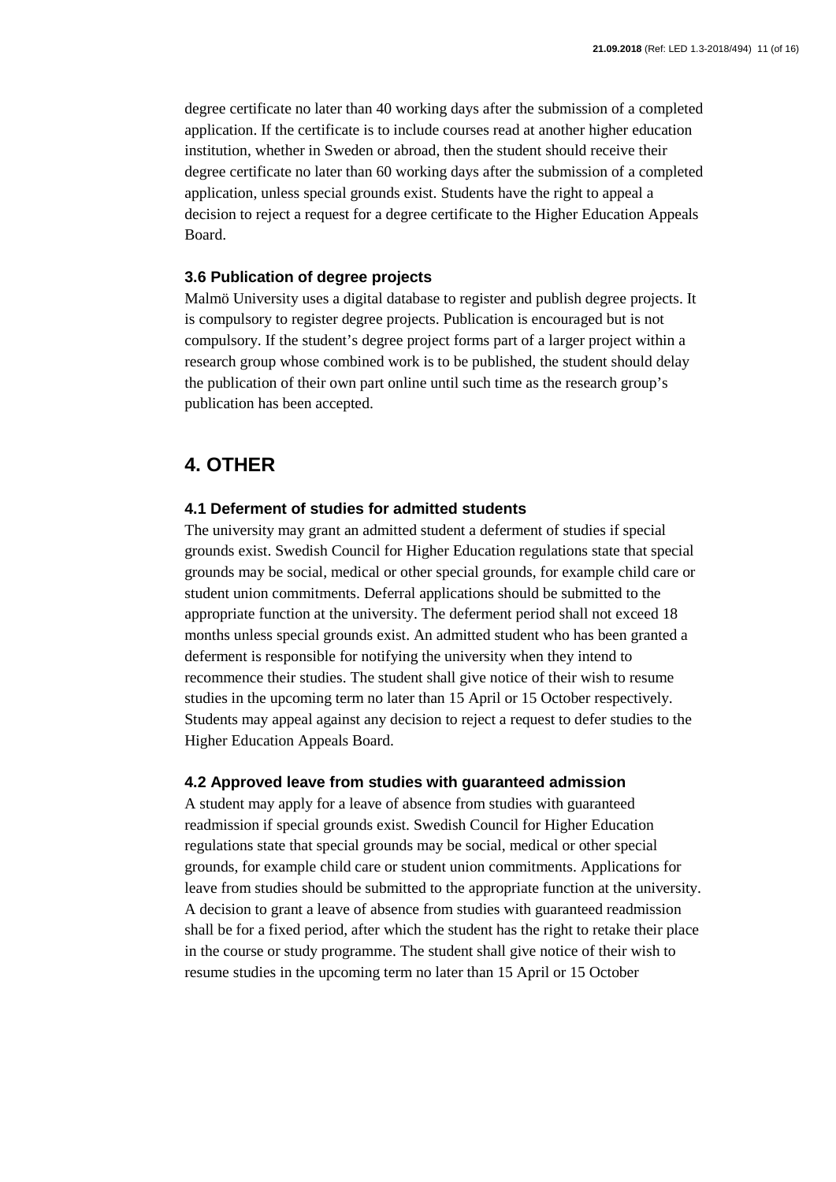degree certificate no later than 40 working days after the submission of a completed application. If the certificate is to include courses read at another higher education institution, whether in Sweden or abroad, then the student should receive their degree certificate no later than 60 working days after the submission of a completed application, unless special grounds exist. Students have the right to appeal a decision to reject a request for a degree certificate to the Higher Education Appeals Board.

### 3.6 Publication of degree projects

Malmö University uses a digital database to register and publish degree projects. It is compulsory to register degree projects. Publication is encouraged but is not compulsory. If the student's degree project forms part of a larger project within a research group whose combined work is to be published, the student should delay the publication of their own part online until such time as the research group's publication has been accepted.

## 4. OTHER

### 4.1 Deferment of studies for admitted students

The university may grant an admitted student a deferment of studies if special grounds exist. Swedish Council for Higher Education regulations state that special grounds may be social, medical or other special grounds, for example child care or student union commitments. Deferral applications should be submitted to the appropriate function at the university. The deferment period shall not exceed 18 months unless special grounds exist. An admitted student who has been granted a deferment is responsible for notifying the university when they intend to recommence their studies. The student shall give notice of their wish to resume studies in the upcoming term no later than 15 April or 15 October respectively. Students may appeal against any decision to reject a request to defer studies to the Higher Education Appeals Board.

### 4.2 Approved leave from studies with guaranteed admission

A student may apply for a leave of absence from studies with guaranteed readmission if special grounds exist. Swedish Council for Higher Education regulations state that special grounds may be social, medical or other special grounds, for example child care or student union commitments. Applications for leave from studies should be submitted to the appropriate function at the university. A decision to grant a leave of absence from studies with guaranteed readmission shall be for a fixed period, after which the student has the right to retake their place in the course or study programme. The student shall give notice of their wish to resume studies in the upcoming term no later than 15 April or 15 October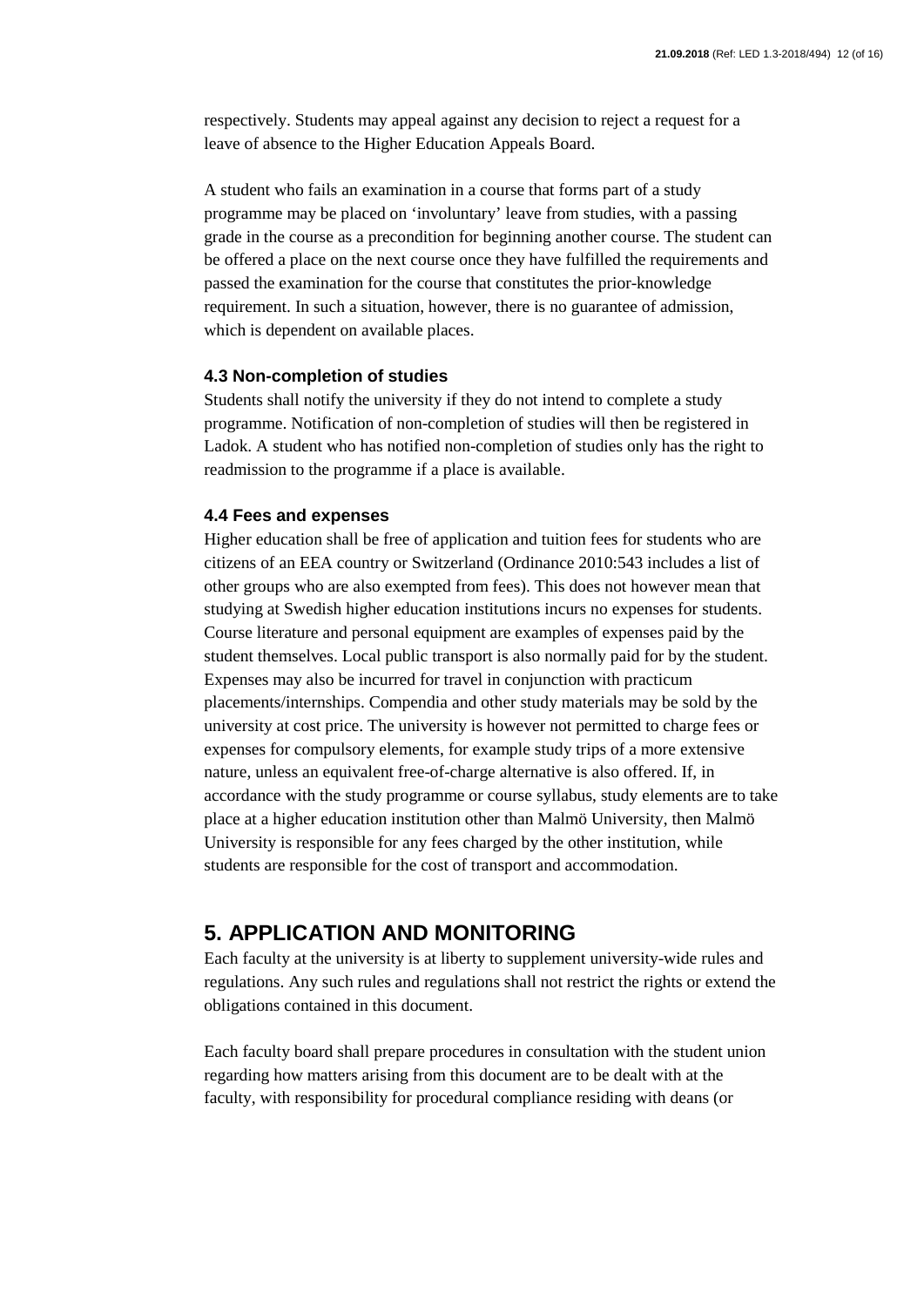respectively. Students may appeal against any decision to reject a request for a leave of absence to the Higher Education Appeals Board.

A student who fails an examination in a course that forms part of a study programme may be placed on 'involuntary' leave from studies, with a passing grade in the course as a precondition for beginning another course. The student can be offered a place on the next course once they have fulfilled the requirements and passed the examination for the course that constitutes the prior-knowledge requirement. In such a situation, however, there is no guarantee of admission, which is dependent on available places.

### 4.3 Non-completion of studies

Students shall notify the university if they do not intend to complete a study programme. Notification of non-completion of studies will then be registered in Ladok. A student who has notified non-completion of studies only has the right to readmission to the programme if a place is available.

### 4.4 Fees and expenses

Higher education shall be free of application and tuition fees for students who are citizens of an EEA country or Switzerland (Ordinance 2010:543 includes a list of other groups who are also exempted from fees). This does not however mean that studying at Swedish higher education institutions incurs no expenses for students. Course literature and personal equipment are examples of expenses paid by the student themselves. Local public transport is also normally paid for by the student. Expenses may also be incurred for travel in conjunction with practicum placements/internships. Compendia and other study materials may be sold by the university at cost price. The university is however not permitted to charge fees or expenses for compulsory elements, for example study trips of a more extensive nature, unless an equivalent free-of-charge alternative is also offered. If, in accordance with the study programme or course syllabus, study elements are to take place at a higher education institution other than Malmö University, then Malmö University is responsible for any fees charged by the other institution, while students are responsible for the cost of transport and accommodation.

## 5. APPLICATION AND MONITORING

Each faculty at the university is at liberty to supplement university-wide rules and regulations. Any such rules and regulations shall not restrict the rights or extend the obligations contained in this document.

Each faculty board shall prepare procedures in consultation with the student union regarding how matters arising from this document are to be dealt with at the faculty, with responsibility for procedural compliance residing with deans (or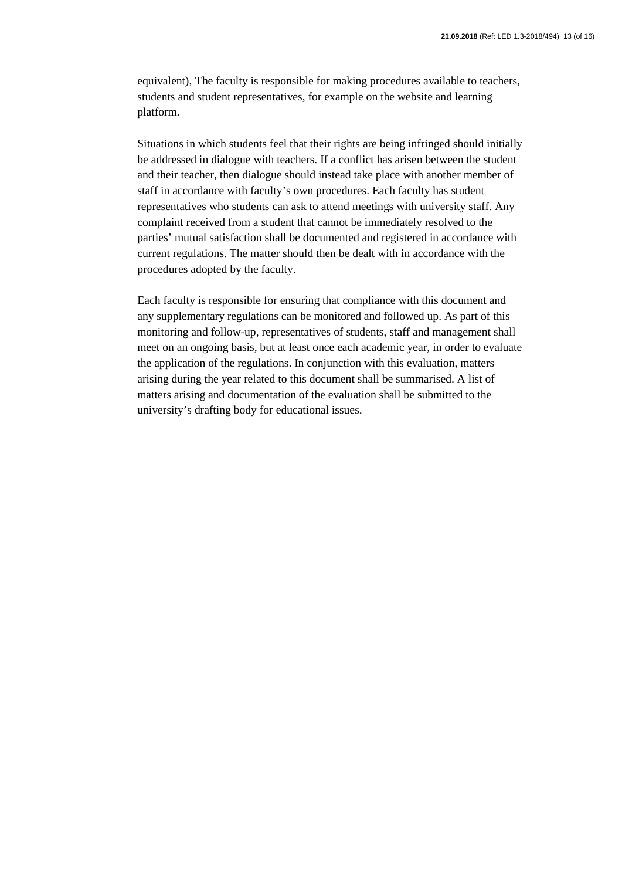equivalent), The faculty is responsible for making procedures available to teachers, students and student representatives, for example on the website and learning platform.

Situations in which students feel that their rights are being infringed should initially be addressed in dialogue with teachers. If a conflict has arisen between the student and their teacher, then dialogue should instead take place with another member of staff in accordance with faculty's own procedures. Each faculty has student representatives who students can ask to attend meetings with university staff. Any complaint received from a student that cannot be immediately resolved to the parties' mutual satisfaction shall be documented and registered in accordance with current regulations. The matter should then be dealt with in accordance with the procedures adopted by the faculty.

Each faculty is responsible for ensuring that compliance with this document and any supplementary regulations can be monitored and followed up. As part of this monitoring and follow-up, representatives of students, staff and management shall meet on an ongoing basis, but at least once each academic year, in order to evaluate the application of the regulations. In conjunction with this evaluation, matters arising during the year related to this document shall be summarised. A list of matters arising and documentation of the evaluation shall be submitted to the university's drafting body for educational issues.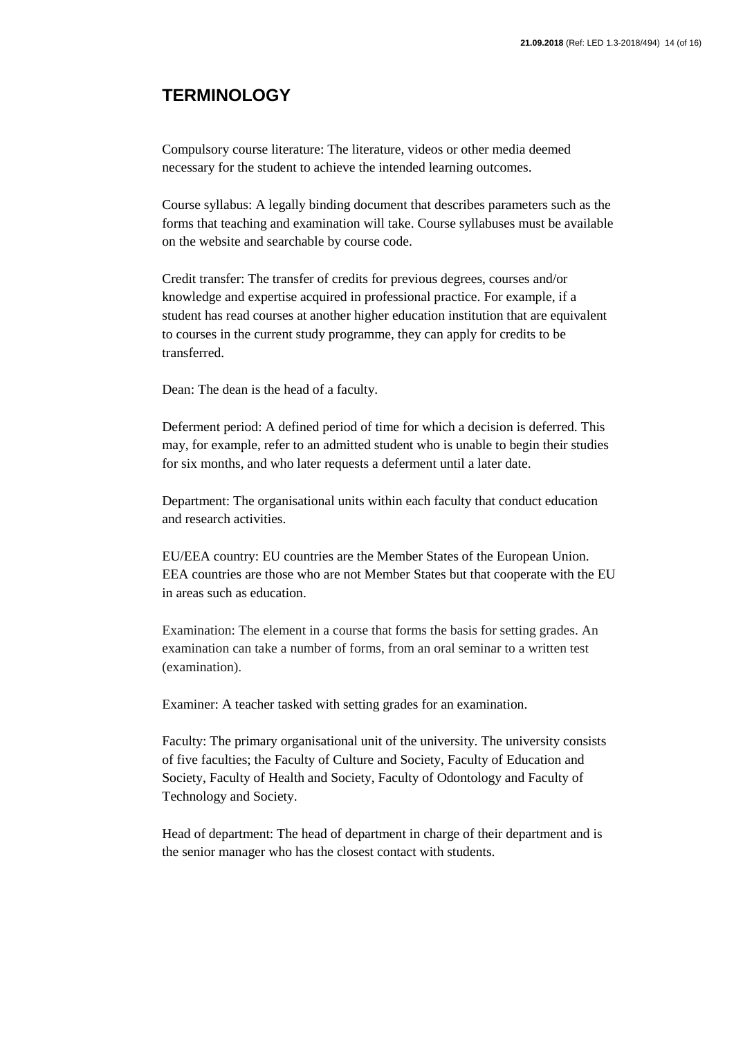## TERMINOLOGY

Compulsory course literature: The literature, videos or other media deemed necessary for the student to achieve the intended learning outcomes.

Course syllabus: A legally binding document that describes parameters such as the forms that teaching and examination will take. Course syllabuses must be available on the website and searchable by course code.

Credit transfer: The transfer of credits for previous degrees, courses and/or knowledge and expertise acquired in professional practice. For example, if a student has read courses at another higher education institution that are equivalent to courses in the current study programme, they can apply for credits to be transferred.

Dean: The dean is the head of a faculty.

Deferment period: A defined period of time for which a decision is deferred. This may, for example, refer to an admitted student who is unable to begin their studies for six months, and who later requests a deferment until a later date.

Department: The organisational units within each faculty that conduct education and research activities.

EU/EEA country: EU countries are the Member States of the European Union. EEA countries are those who are not Member States but that cooperate with the EU in areas such as education.

Examination: The element in a course that forms the basis for setting grades. An examination can take a number of forms, from an oral seminar to a written test (examination).

Examiner: A teacher tasked with setting grades for an examination.

Faculty: The primary organisational unit of the university. The university consists of five faculties; the Faculty of Culture and Society, Faculty of Education and Society, Faculty of Health and Society, Faculty of Odontology and Faculty of Technology and Society.

Head of department: The head of department in charge of their department and is the senior manager who has the closest contact with students.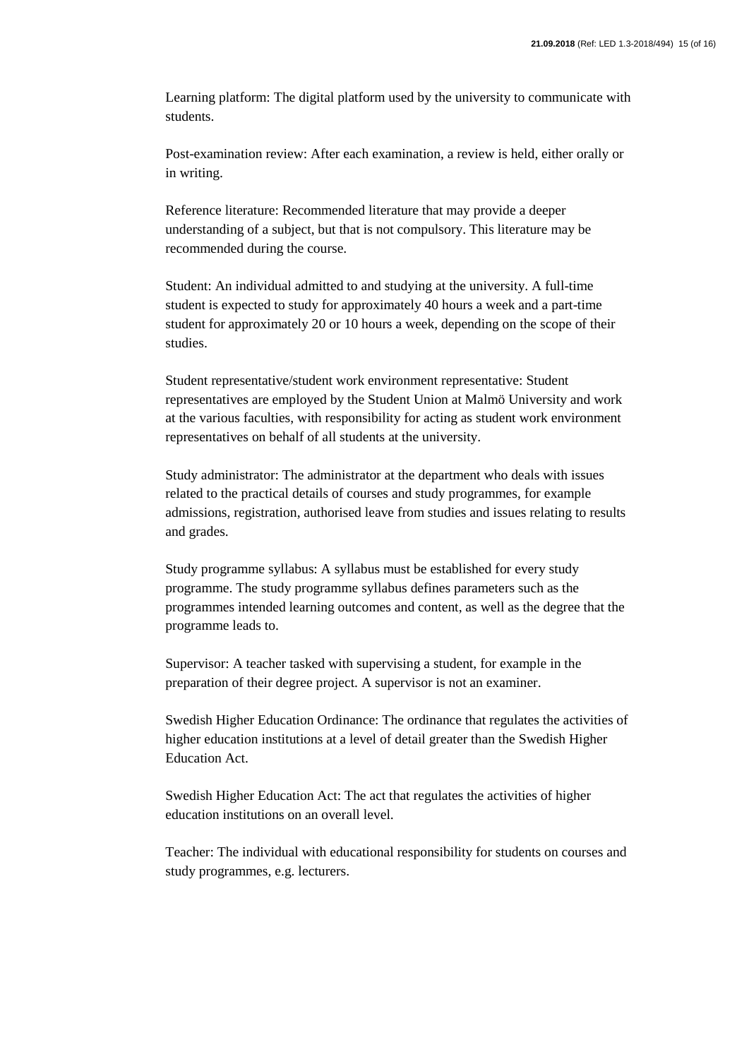Learning platform: The digital platform used by the university to communicate with students.

Post-examination review: After each examination, a review is held, either orally or in writing.

Reference literature: Recommended literature that may provide a deeper understanding of a subject, but that is not compulsory. This literature may be recommended during the course.

Student: An individual admitted to and studying at the university. A full-time student is expected to study for approximately 40 hours a week and a part-time student for approximately 20 or 10 hours a week, depending on the scope of their studies.

Student representative/student work environment representative: Student representatives are employed by the Student Union at Malmö University and work at the various faculties, with responsibility for acting as student work environment representatives on behalf of all students at the university.

Study administrator: The administrator at the department who deals with issues related to the practical details of courses and study programmes, for example admissions, registration, authorised leave from studies and issues relating to results and grades.

Study programme syllabus: A syllabus must be established for every study programme. The study programme syllabus defines parameters such as the programmes intended learning outcomes and content, as well as the degree that the programme leads to.

Supervisor: A teacher tasked with supervising a student, for example in the preparation of their degree project. A supervisor is not an examiner.

Swedish Higher Education Ordinance: The ordinance that regulates the activities of higher education institutions at a level of detail greater than the Swedish Higher Education Act.

Swedish Higher Education Act: The act that regulates the activities of higher education institutions on an overall level.

Teacher: The individual with educational responsibility for students on courses and study programmes, e.g. lecturers.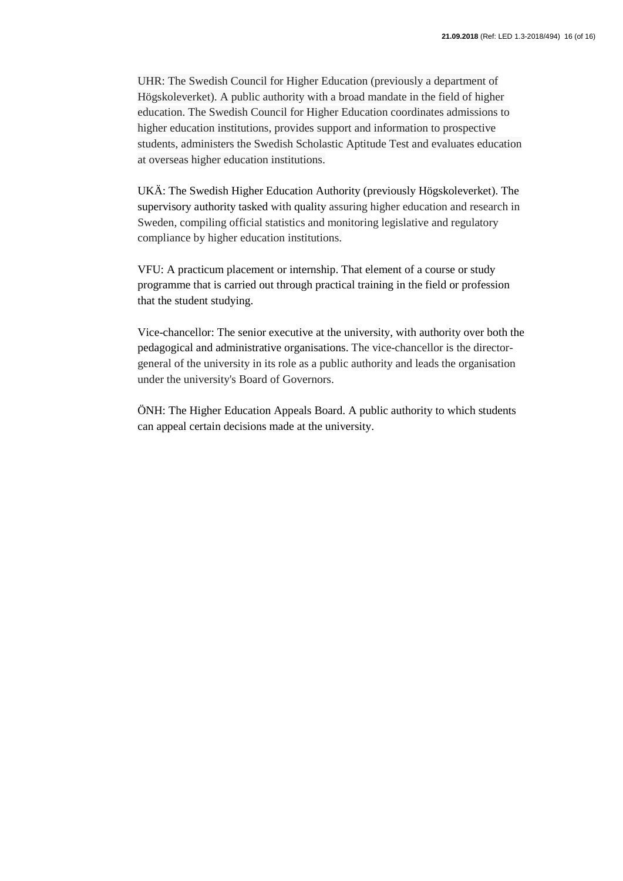UHR: The Swedish Council for Higher Education (previously a department of Högskoleverket). A public authority with a broad mandate in the field of higher education. The Swedish Council for Higher Education coordinates admissions to higher education institutions, provides support and information to prospective students, administers the Swedish Scholastic Aptitude Test and evaluates education at overseas higher education institutions.

UKÄ: The Swedish Higher Education Authority (previously Högskoleverket). The supervisory authority tasked with quality assuring higher education and research in Sweden, compiling official statistics and monitoring legislative and regulatory compliance by higher education institutions.

VFU: A practicum placement or internship. That element of a course or study programme that is carried out through practical training in the field or profession that the student studying.

Vice-chancellor: The senior executive at the university, with authority over both the pedagogical and administrative organisations. The vice-chancellor is the director-general of the university in its role as a public authority and leads the organisation under the university's Board of Governors.

ÖNH: The Higher Education Appeals Board. A public authority to which students can appeal certain decisions made at the university.